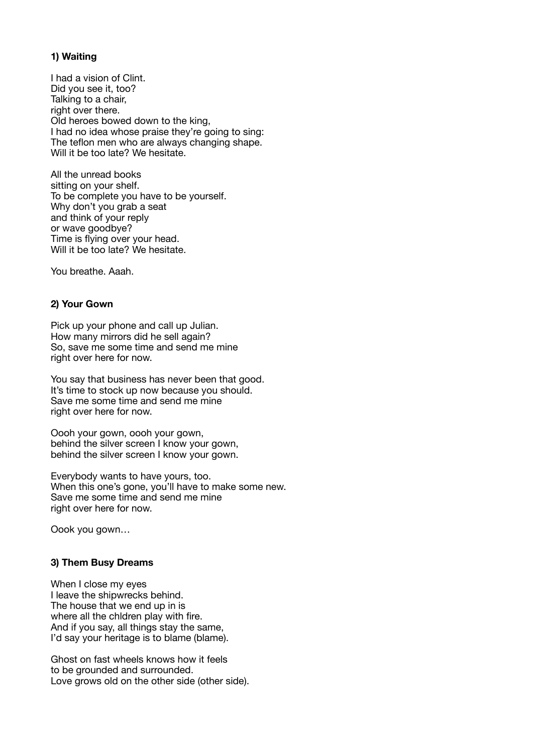**1) Waiting**

I had a vision of Clint.
Did you see it, too?
Talking to a chair,
right over there.
Old heroes bowed down to the king,
I had no idea whose praise they're going to sing:
The teflon men who are always changing shape.
Will it be too late? We hesitate.

All the unread books
sitting on your shelf.
To be complete you have to be yourself.
Why don't you grab a seat
and think of your reply
or wave goodbye?
Time is flying over your head.
Will it be too late? We hesitate.

You breathe. Aaah.

**2) Your Gown**

Pick up your phone and call up Julian.
How many mirrors did he sell again?
So, save me some time and send me mine
right over here for now.

You say that business has never been that good.
It's time to stock up now because you should.
Save me some time and send me mine
right over here for now.

Oooh your gown, oooh your gown,
behind the silver screen I know your gown,
behind the silver screen I know your gown.

Everybody wants to have yours, too.
When this one's gone, you'll have to make some new.
Save me some time and send me mine
right over here for now.

Oook you gown…

**3) Them Busy Dreams**

When I close my eyes
I leave the shipwrecks behind.
The house that we end up in is
where all the chldren play with fire.
And if you say, all things stay the same,
I'd say your heritage is to blame (blame).

Ghost on fast wheels knows how it feels
to be grounded and surrounded.
Love grows old on the other side (other side).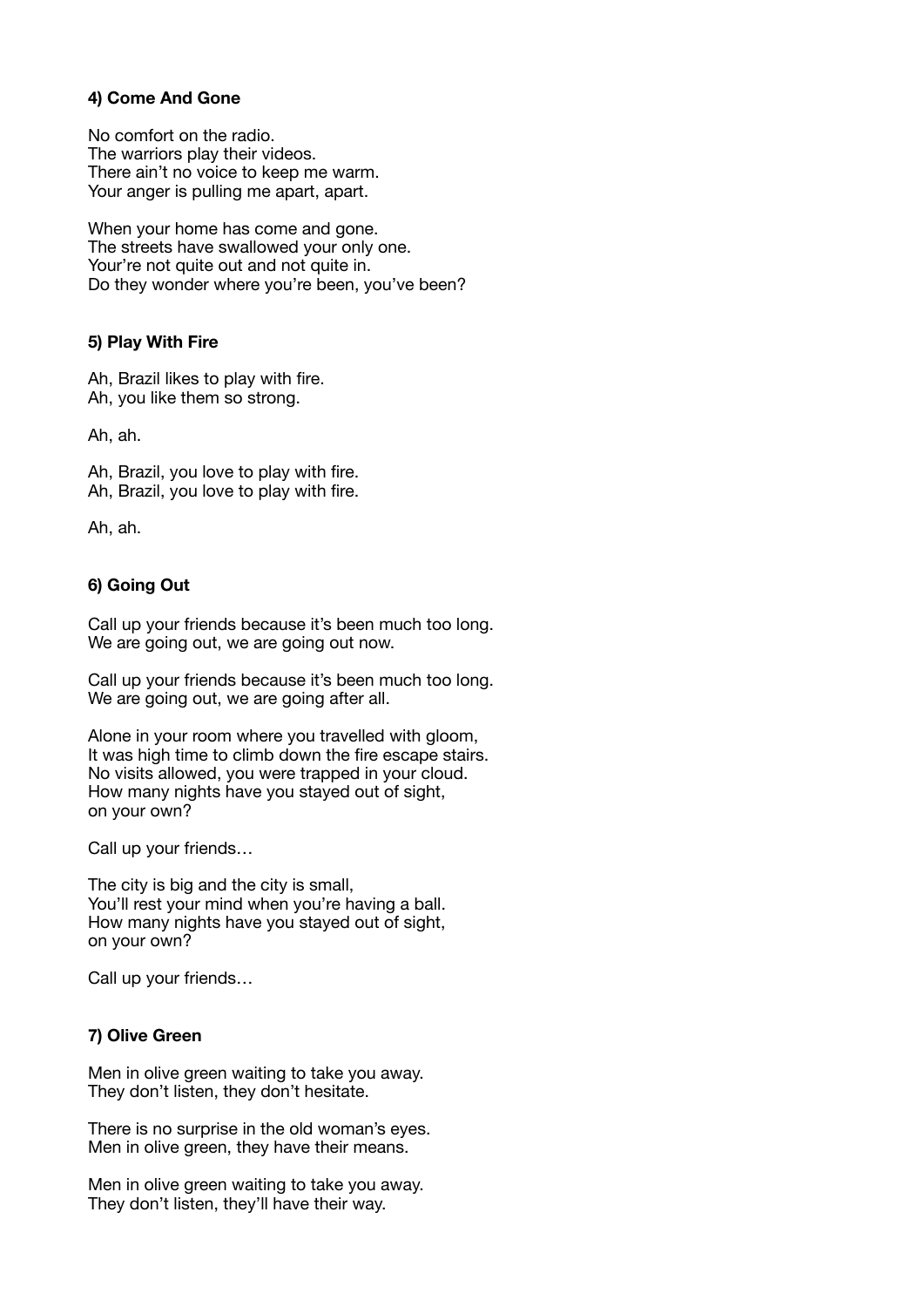**4) Come And Gone**

No comfort on the radio.
The warriors play their videos.
There ain't no voice to keep me warm.
Your anger is pulling me apart, apart.

When your home has come and gone.
The streets have swallowed your only one.
Your're not quite out and not quite in.
Do they wonder where you're been, you've been?

**5) Play With Fire**

Ah, Brazil likes to play with fire.
Ah, you like them so strong.

Ah, ah.

Ah, Brazil, you love to play with fire.
Ah, Brazil, you love to play with fire.

Ah, ah.

**6) Going Out**

Call up your friends because it's been much too long.
We are going out, we are going out now.

Call up your friends because it's been much too long.
We are going out, we are going after all.

Alone in your room where you travelled with gloom,
It was high time to climb down the fire escape stairs.
No visits allowed, you were trapped in your cloud.
How many nights have you stayed out of sight,
on your own?

Call up your friends…

The city is big and the city is small,
You'll rest your mind when you're having a ball.
How many nights have you stayed out of sight,
on your own?

Call up your friends…

**7) Olive Green**

Men in olive green waiting to take you away.
They don't listen, they don't hesitate.

There is no surprise in the old woman's eyes.
Men in olive green, they have their means.

Men in olive green waiting to take you away.
They don't listen, they'll have their way.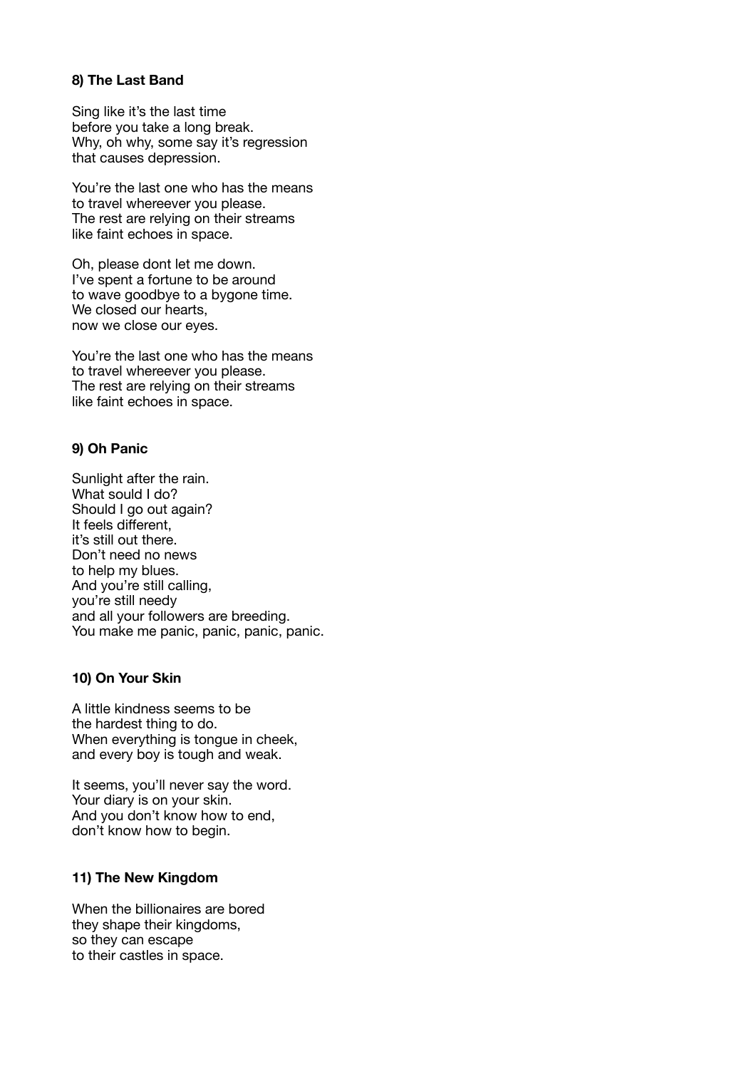**8) The Last Band**

Sing like it's the last time
before you take a long break.
Why, oh why, some say it's regression
that causes depression.

You're the last one who has the means
to travel whereever you please.
The rest are relying on their streams
like faint echoes in space.

Oh, please dont let me down.
I've spent a fortune to be around
to wave goodbye to a bygone time.
We closed our hearts,
now we close our eyes.

You're the last one who has the means
to travel whereever you please.
The rest are relying on their streams
like faint echoes in space.

**9) Oh Panic**

Sunlight after the rain.
What sould I do?
Should I go out again?
It feels different,
it's still out there.
Don't need no news
to help my blues.
And you're still calling,
you're still needy
and all your followers are breeding.
You make me panic, panic, panic, panic.

**10) On Your Skin**

A little kindness seems to be
the hardest thing to do.
When everything is tongue in cheek,
and every boy is tough and weak.

It seems, you'll never say the word.
Your diary is on your skin.
And you don't know how to end,
don't know how to begin.

**11) The New Kingdom**

When the billionaires are bored
they shape their kingdoms,
so they can escape
to their castles in space.